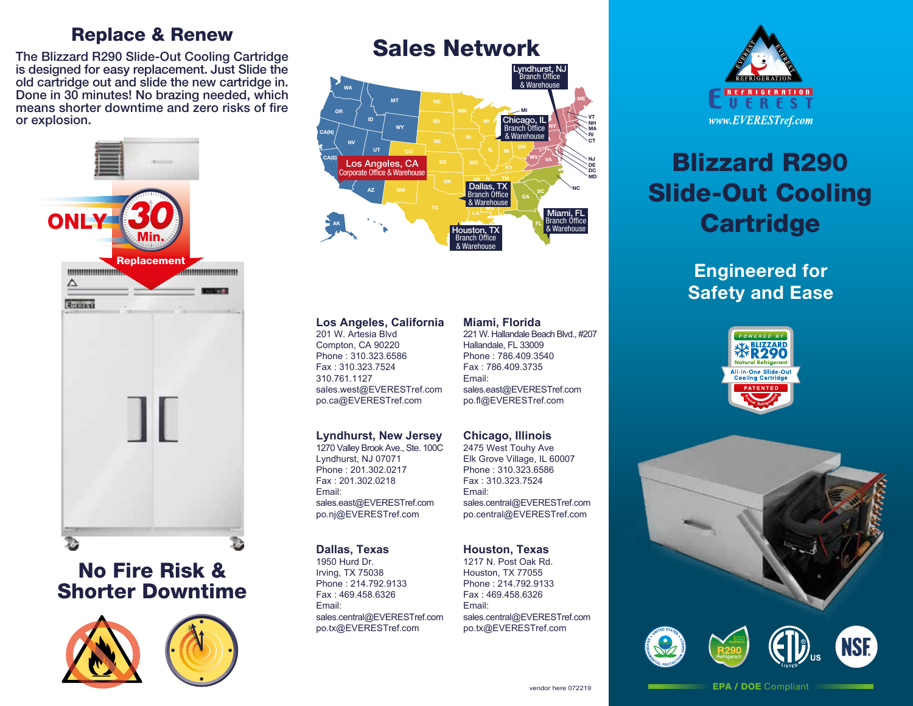## Replace & Renew

The Blizzard R290 Slide-Out Cooling Cartridge is designed for easy replacement. Just Slide the old cartridge out and slide the new cartridge in. Done in 30 minutes! No brazing needed, which means shorter downtime and zero risks of fire or explosion.

ONLY 30 Min. Replacement

## No Fire Risk & Shorter Downtime

## Sales Network

Lyndhurst, NJ
Branch Office & Warehouse

Chicago, IL
Branch Office & Warehouse

Los Angeles, CA
Corporate Office & Warehouse

Dallas, TX
Branch Office & Warehouse

Miami, FL
Branch Office & Warehouse

Houston, TX
Branch Office & Warehouse

WA MT ND MN MI OR ID WY SD WI NY ME VT NH MA RI CT CA(N) NV UT CO NE IA IL IN OH PA NJ DE DC MD CA(S) KS MO KY WV VA AZ NM OK AR TN NC SC TX LA MS AL GA FL AK

**Los Angeles, California**
201 W. Artesia Blvd
Compton, CA 90220
Phone : 310.323.6586
Fax : 310.323.7524
310.761.1127
sales.west@EVERESTref.com
po.ca@EVERESTref.com

**Miami, Florida**
221 W. Hallandale Beach Blvd., #207
Hallandale, FL 33009
Phone : 786.409.3540
Fax : 786.409.3735
Email:
sales.east@EVERESTref.com
po.fl@EVERESTref.com

**Lyndhurst, New Jersey**
1270 Valley Brook Ave., Ste. 100C
Lyndhurst, NJ 07071
Phone : 201.302.0217
Fax : 201.302.0218
Email:
sales.east@EVERESTref.com
po.nj@EVERESTref.com

**Chicago, Illinois**
2475 West Touhy Ave
Elk Grove Village, IL 60007
Phone : 310.323.6586
Fax : 310.323.7524
Email:
sales.central@EVERESTref.com
po.central@EVERESTref.com

**Dallas, Texas**
1950 Hurd Dr.
Irving, TX 75038
Phone : 214.792.9133
Fax : 469.458.6326
Email:
sales.central@EVERESTref.com
po.tx@EVERESTref.com

**Houston, Texas**
1217 N. Post Oak Rd.
Houston, TX 77055
Phone : 214.792.9133
Fax : 469.458.6326
Email:
sales.central@EVERESTref.com
po.tx@EVERESTref.com

vendor here 072219

EVEREST REFRIGERATION
www.EVERESTref.com

# Blizzard R290 Slide-Out Cooling Cartridge

## Engineered for Safety and Ease

POWERED BY BLIZZARD R290 Natural Refrigerant
All-In-One Slide-Out Cooling Cartridge
PATENTED

**EPA / DOE** Compliant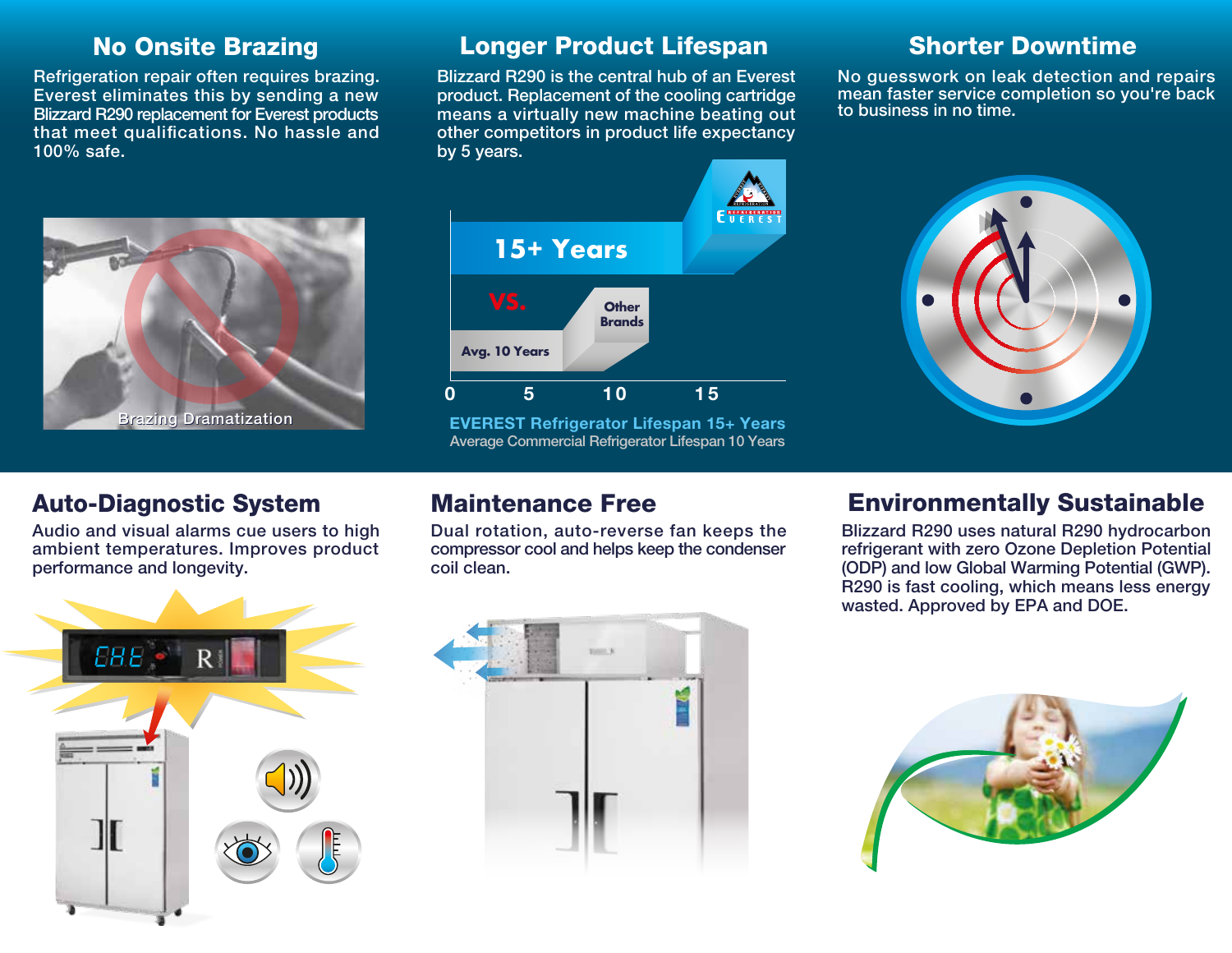## No Onsite Brazing

Refrigeration repair often requires brazing. Everest eliminates this by sending a new Blizzard R290 replacement for Everest products that meet qualifications. No hassle and 100% safe.

Brazing Dramatization

## Longer Product Lifespan

Blizzard R290 is the central hub of an Everest product. Replacement of the cooling cartridge means a virtually new machine beating out other competitors in product life expectancy by 5 years.

15+ Years

VS.

Other Brands

Avg. 10 Years

0 5 10 15

EVEREST Refrigerator Lifespan 15+ Years

Average Commercial Refrigerator Lifespan 10 Years

## Shorter Downtime

No guesswork on leak detection and repairs mean faster service completion so you're back to business in no time.

## Auto-Diagnostic System

Audio and visual alarms cue users to high ambient temperatures. Improves product performance and longevity.

## Maintenance Free

Dual rotation, auto-reverse fan keeps the compressor cool and helps keep the condenser coil clean.

## Environmentally Sustainable

Blizzard R290 uses natural R290 hydrocarbon refrigerant with zero Ozone Depletion Potential (ODP) and low Global Warming Potential (GWP). R290 is fast cooling, which means less energy wasted. Approved by EPA and DOE.